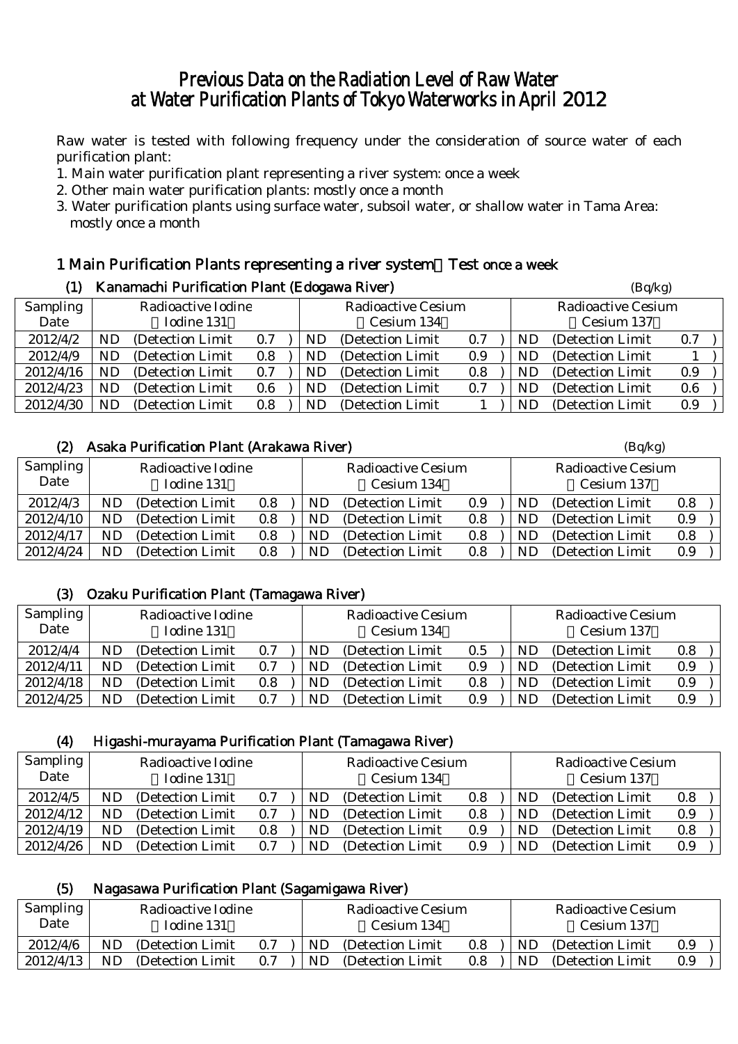# Previous Data on the Radiation Level of Raw Water at Water Purification Plants of Tokyo Waterworks in April 2012

Raw water is tested with following frequency under the consideration of source water of each purification plant:

1. Main water purification plant representing a river system: once a week
2. Other main water purification plants: mostly once a month
3. Water purification plants using surface water, subsoil water, or shallow water in Tama Area: mostly once a month

## 1 Main Purification Plants representing a river system：Test once a week

### (1) Kanamachi Purification Plant (Edogawa River)

(Bq/kg)

| Sampling Date | Radioactive Iodine（Iodine 131） | Radioactive Cesium（Cesium 134） | Radioactive Cesium（Cesium 137） |
|---|---|---|---|
| 2012/4/2 | ND (Detection Limit 0.7) | ND (Detection Limit 0.7) | ND (Detection Limit 0.7) |
| 2012/4/9 | ND (Detection Limit 0.8) | ND (Detection Limit 0.9) | ND (Detection Limit 1) |
| 2012/4/16 | ND (Detection Limit 0.7) | ND (Detection Limit 0.8) | ND (Detection Limit 0.9) |
| 2012/4/23 | ND (Detection Limit 0.6) | ND (Detection Limit 0.7) | ND (Detection Limit 0.6) |
| 2012/4/30 | ND (Detection Limit 0.8) | ND (Detection Limit 1) | ND (Detection Limit 0.9) |

### (2) Asaka Purification Plant (Arakawa River)

(Bq/kg)

| Sampling Date | Radioactive Iodine（Iodine 131） | Radioactive Cesium（Cesium 134） | Radioactive Cesium（Cesium 137） |
|---|---|---|---|
| 2012/4/3 | ND (Detection Limit 0.8) | ND (Detection Limit 0.9) | ND (Detection Limit 0.8) |
| 2012/4/10 | ND (Detection Limit 0.8) | ND (Detection Limit 0.8) | ND (Detection Limit 0.9) |
| 2012/4/17 | ND (Detection Limit 0.8) | ND (Detection Limit 0.8) | ND (Detection Limit 0.8) |
| 2012/4/24 | ND (Detection Limit 0.8) | ND (Detection Limit 0.8) | ND (Detection Limit 0.9) |

### (3) Ozaku Purification Plant (Tamagawa River)

| Sampling Date | Radioactive Iodine（Iodine 131） | Radioactive Cesium（Cesium 134） | Radioactive Cesium（Cesium 137） |
|---|---|---|---|
| 2012/4/4 | ND (Detection Limit 0.7) | ND (Detection Limit 0.5) | ND (Detection Limit 0.8) |
| 2012/4/11 | ND (Detection Limit 0.7) | ND (Detection Limit 0.9) | ND (Detection Limit 0.9) |
| 2012/4/18 | ND (Detection Limit 0.8) | ND (Detection Limit 0.8) | ND (Detection Limit 0.9) |
| 2012/4/25 | ND (Detection Limit 0.7) | ND (Detection Limit 0.9) | ND (Detection Limit 0.9) |

### (4) Higashi-murayama Purification Plant (Tamagawa River)

| Sampling Date | Radioactive Iodine（Iodine 131） | Radioactive Cesium（Cesium 134） | Radioactive Cesium（Cesium 137） |
|---|---|---|---|
| 2012/4/5 | ND (Detection Limit 0.7) | ND (Detection Limit 0.8) | ND (Detection Limit 0.8) |
| 2012/4/12 | ND (Detection Limit 0.7) | ND (Detection Limit 0.8) | ND (Detection Limit 0.9) |
| 2012/4/19 | ND (Detection Limit 0.8) | ND (Detection Limit 0.9) | ND (Detection Limit 0.8) |
| 2012/4/26 | ND (Detection Limit 0.7) | ND (Detection Limit 0.9) | ND (Detection Limit 0.9) |

### (5) Nagasawa Purification Plant (Sagamigawa River)

| Sampling Date | Radioactive Iodine（Iodine 131） | Radioactive Cesium（Cesium 134） | Radioactive Cesium（Cesium 137） |
|---|---|---|---|
| 2012/4/6 | ND (Detection Limit 0.7) | ND (Detection Limit 0.8) | ND (Detection Limit 0.9) |
| 2012/4/13 | ND (Detection Limit 0.7) | ND (Detection Limit 0.8) | ND (Detection Limit 0.9) |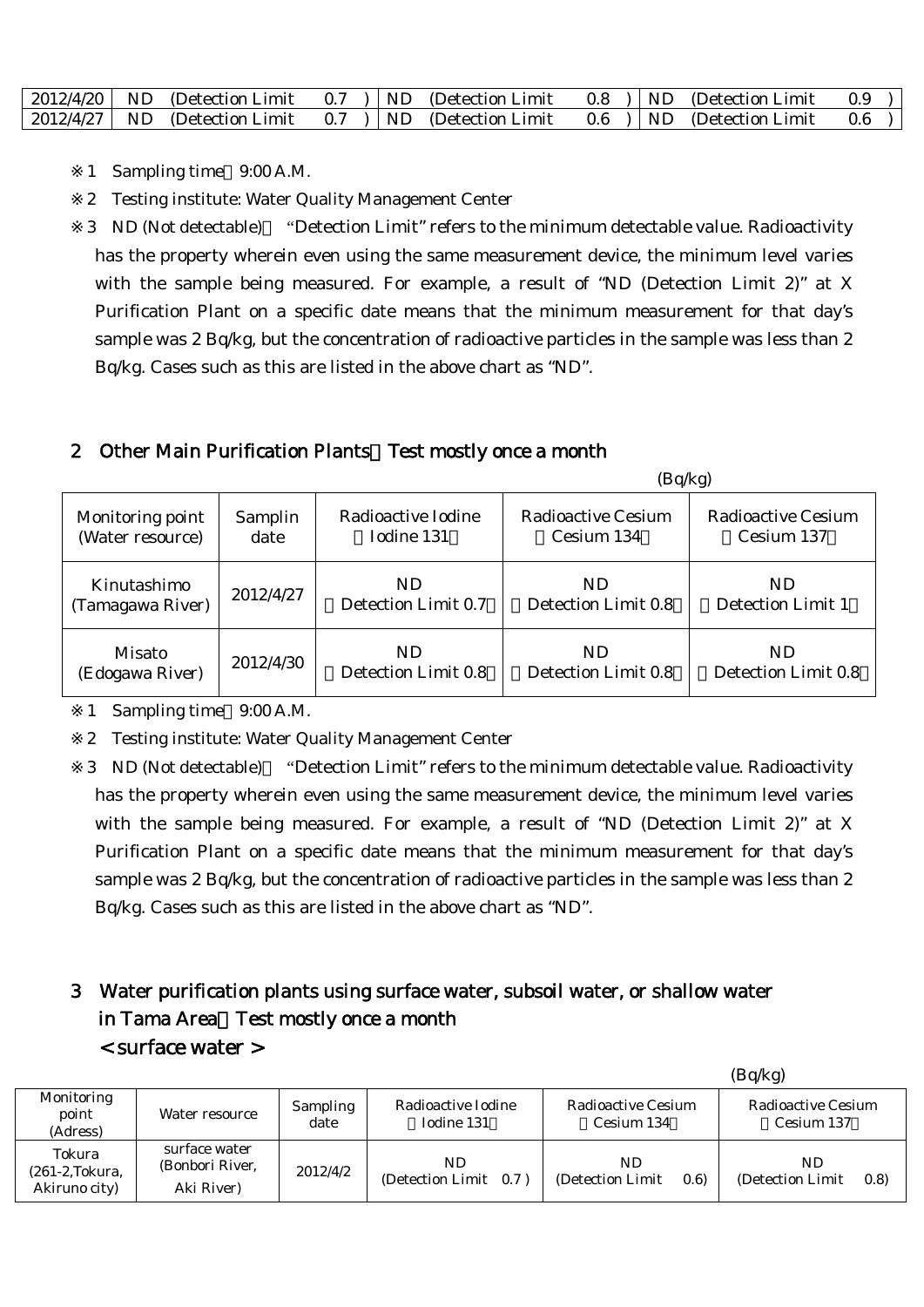| 2012/4/20 | ND (Detection Limit 0.7 ) | ND (Detection Limit 0.8 ) | ND (Detection Limit 0.9 ) |
|---|---|---|---|
| 2012/4/27 | ND (Detection Limit 0.7 ) | ND (Detection Limit 0.6 ) | ND (Detection Limit 0.6 ) |

※1 Sampling time：9:00 A.M.

※2 Testing institute: Water Quality Management Center

※3 ND (Not detectable)： "Detection Limit" refers to the minimum detectable value. Radioactivity has the property wherein even using the same measurement device, the minimum level varies with the sample being measured. For example, a result of "ND (Detection Limit 2)" at X Purification Plant on a specific date means that the minimum measurement for that day's sample was 2 Bq/kg, but the concentration of radioactive particles in the sample was less than 2 Bq/kg. Cases such as this are listed in the above chart as "ND".

## 2 Other Main Purification Plants：Test mostly once a month

(Bq/kg)

| Monitoring point (Water resource) | Samplin date | Radioactive Iodine （Iodine 131） | Radioactive Cesium （Cesium 134） | Radioactive Cesium （Cesium 137） |
|---|---|---|---|---|
| Kinutashimo (Tamagawa River) | 2012/4/27 | ND （Detection Limit 0.7） | ND （Detection Limit 0.8） | ND （Detection Limit 1） |
| Misato (Edogawa River) | 2012/4/30 | ND （Detection Limit 0.8） | ND （Detection Limit 0.8） | ND （Detection Limit 0.8） |

※1 Sampling time：9:00 A.M.

※2 Testing institute: Water Quality Management Center

※3 ND (Not detectable)： "Detection Limit" refers to the minimum detectable value. Radioactivity has the property wherein even using the same measurement device, the minimum level varies with the sample being measured. For example, a result of "ND (Detection Limit 2)" at X Purification Plant on a specific date means that the minimum measurement for that day's sample was 2 Bq/kg, but the concentration of radioactive particles in the sample was less than 2 Bq/kg. Cases such as this are listed in the above chart as "ND".

## 3 Water purification plants using surface water, subsoil water, or shallow water in Tama Area：Test mostly once a month

### < surface water >

(Bq/kg)

| Monitoring point (Adress) | Water resource | Sampling date | Radioactive Iodine （Iodine 131） | Radioactive Cesium （Cesium 134） | Radioactive Cesium （Cesium 137） |
|---|---|---|---|---|---|
| Tokura (261-2,Tokura, Akiruno city) | surface water (Bonbori River, Aki River) | 2012/4/2 | ND (Detection Limit 0.7 ) | ND (Detection Limit 0.6) | ND (Detection Limit 0.8) |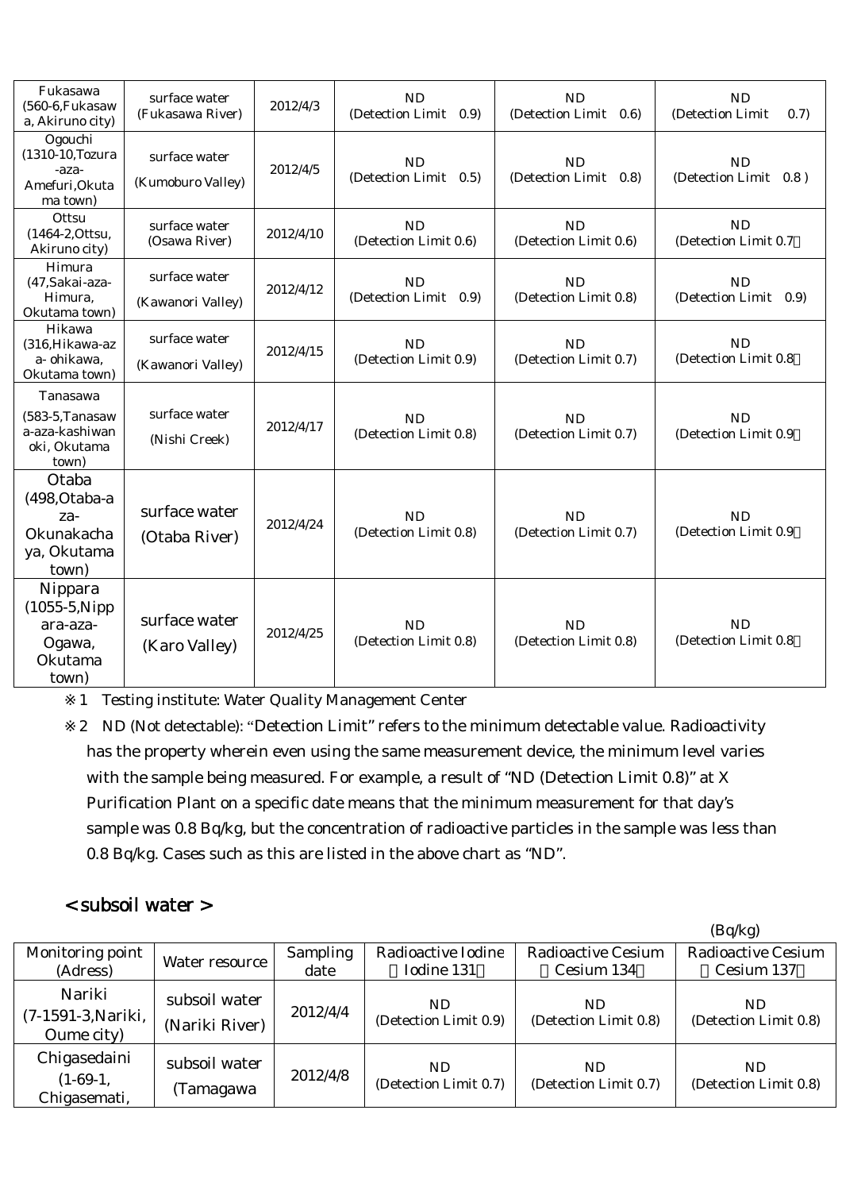| Fukasawa (560-6,Fukasawa, Akiruno city) | surface water (Fukasawa River) | 2012/4/3 | ND (Detection Limit 0.9) | ND (Detection Limit 0.6) | ND (Detection Limit 0.7) |
|---|---|---|---|---|---|
| Ogouchi (1310-10,Tozura-aza-Amefuri,Okutama town) | surface water (Kumoburo Valley) | 2012/4/5 | ND (Detection Limit 0.5) | ND (Detection Limit 0.8) | ND (Detection Limit 0.8 ) |
| Ottsu (1464-2,Ottsu, Akiruno city) | surface water (Osawa River) | 2012/4/10 | ND (Detection Limit 0.6) | ND (Detection Limit 0.6) | ND (Detection Limit 0.7) |
| Himura (47,Sakai-aza-Himura, Okutama town) | surface water (Kawanori Valley) | 2012/4/12 | ND (Detection Limit 0.9) | ND (Detection Limit 0.8) | ND (Detection Limit 0.9) |
| Hikawa (316,Hikawa-aza-ohikawa, Okutama town) | surface water (Kawanori Valley) | 2012/4/15 | ND (Detection Limit 0.9) | ND (Detection Limit 0.7) | ND (Detection Limit 0.8) |
| Tanasawa (583-5,Tanasawa-aza-kashiwanoki, Okutama town) | surface water (Nishi Creek) | 2012/4/17 | ND (Detection Limit 0.8) | ND (Detection Limit 0.7) | ND (Detection Limit 0.9) |
| Otaba (498,Otaba-aza-Okunakachaya, Okutama town) | surface water (Otaba River) | 2012/4/24 | ND (Detection Limit 0.8) | ND (Detection Limit 0.7) | ND (Detection Limit 0.9) |
| Nippara (1055-5,Nippara-aza-Ogawa, Okutama town) | surface water (Karo Valley) | 2012/4/25 | ND (Detection Limit 0.8) | ND (Detection Limit 0.8) | ND (Detection Limit 0.8) |

※1 Testing institute: Water Quality Management Center

※2 ND (Not detectable): "Detection Limit" refers to the minimum detectable value. Radioactivity has the property wherein even using the same measurement device, the minimum level varies with the sample being measured. For example, a result of "ND (Detection Limit 0.8)" at X Purification Plant on a specific date means that the minimum measurement for that day's sample was 0.8 Bq/kg, but the concentration of radioactive particles in the sample was less than 0.8 Bq/kg. Cases such as this are listed in the above chart as "ND".

## < subsoil water >

(Bq/kg)

| Monitoring point (Adress) | Water resource | Sampling date | Radioactive Iodine (Iodine 131) | Radioactive Cesium (Cesium 134) | Radioactive Cesium (Cesium 137) |
|---|---|---|---|---|---|
| Nariki (7-1591-3,Nariki, Oume city) | subsoil water (Nariki River) | 2012/4/4 | ND (Detection Limit 0.9) | ND (Detection Limit 0.8) | ND (Detection Limit 0.8) |
| Chigasedaini (1-69-1, Chigasemati, | subsoil water (Tamagawa | 2012/4/8 | ND (Detection Limit 0.7) | ND (Detection Limit 0.7) | ND (Detection Limit 0.8) |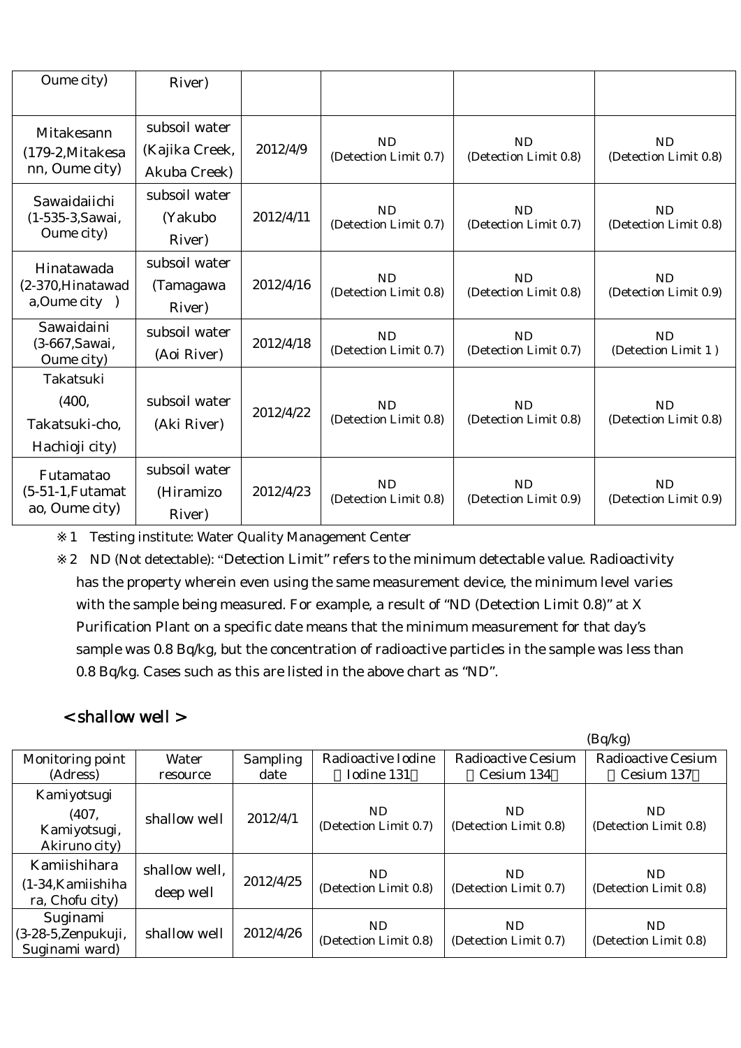| | | | | | |
|---|---|---|---|---|---|
| Oume city) | River) | | | | |
| Mitakesann (179-2,Mitakesann, Oume city) | subsoil water (Kajika Creek, Akuba Creek) | 2012/4/9 | ND (Detection Limit 0.7) | ND (Detection Limit 0.8) | ND (Detection Limit 0.8) |
| Sawaidaiichi (1-535-3,Sawai, Oume city) | subsoil water (Yakubo River) | 2012/4/11 | ND (Detection Limit 0.7) | ND (Detection Limit 0.7) | ND (Detection Limit 0.8) |
| Hinatawada (2-370,Hinatawada,Oume city ) | subsoil water (Tamagawa River) | 2012/4/16 | ND (Detection Limit 0.8) | ND (Detection Limit 0.8) | ND (Detection Limit 0.9) |
| Sawaidaini (3-667,Sawai, Oume city) | subsoil water (Aoi River) | 2012/4/18 | ND (Detection Limit 0.7) | ND (Detection Limit 0.7) | ND (Detection Limit 1 ) |
| Takatsuki (400, Takatsuki-cho, Hachioji city) | subsoil water (Aki River) | 2012/4/22 | ND (Detection Limit 0.8) | ND (Detection Limit 0.8) | ND (Detection Limit 0.8) |
| Futamatao (5-51-1,Futamatao, Oume city) | subsoil water (Hiramizo River) | 2012/4/23 | ND (Detection Limit 0.8) | ND (Detection Limit 0.9) | ND (Detection Limit 0.9) |

※1 Testing institute: Water Quality Management Center

※2 ND (Not detectable): "Detection Limit" refers to the minimum detectable value. Radioactivity has the property wherein even using the same measurement device, the minimum level varies with the sample being measured. For example, a result of "ND (Detection Limit 0.8)" at X Purification Plant on a specific date means that the minimum measurement for that day's sample was 0.8 Bq/kg, but the concentration of radioactive particles in the sample was less than 0.8 Bq/kg. Cases such as this are listed in the above chart as "ND".

## < shallow well >

(Bq/kg)

| Monitoring point (Adress) | Water resource | Sampling date | Radioactive Iodine (Iodine 131) | Radioactive Cesium (Cesium 134) | Radioactive Cesium (Cesium 137) |
|---|---|---|---|---|---|
| Kamiyotsugi (407, Kamiyotsugi, Akiruno city) | shallow well | 2012/4/1 | ND (Detection Limit 0.7) | ND (Detection Limit 0.8) | ND (Detection Limit 0.8) |
| Kamiishihara (1-34,Kamiishihara, Chofu city) | shallow well, deep well | 2012/4/25 | ND (Detection Limit 0.8) | ND (Detection Limit 0.7) | ND (Detection Limit 0.8) |
| Suginami (3-28-5,Zenpukuji, Suginami ward) | shallow well | 2012/4/26 | ND (Detection Limit 0.8) | ND (Detection Limit 0.7) | ND (Detection Limit 0.8) |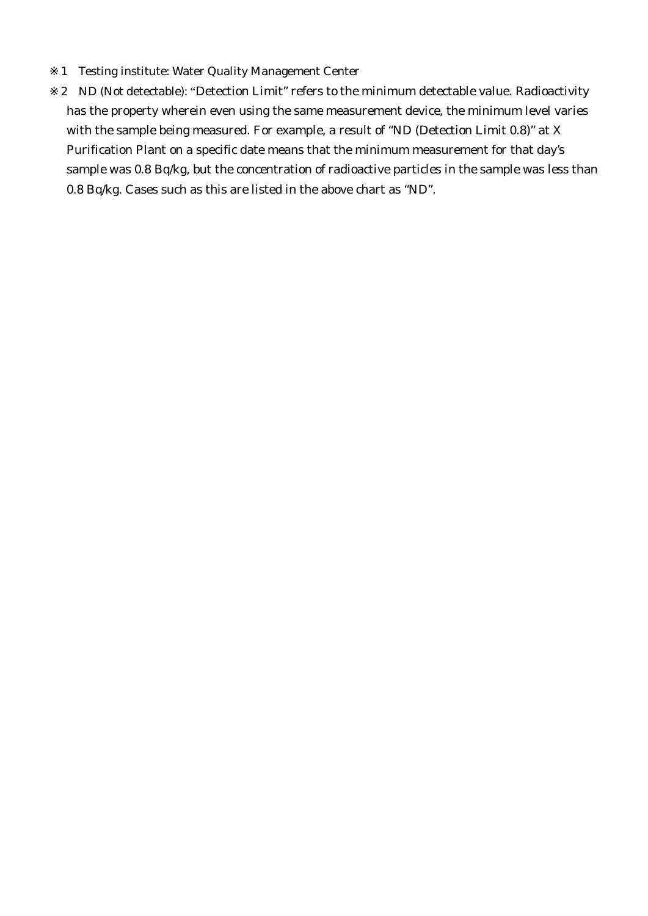※1　Testing institute: Water Quality Management Center

※2　ND (Not detectable): "Detection Limit" refers to the minimum detectable value. Radioactivity has the property wherein even using the same measurement device, the minimum level varies with the sample being measured. For example, a result of "ND (Detection Limit 0.8)" at X Purification Plant on a specific date means that the minimum measurement for that day's sample was 0.8 Bq/kg, but the concentration of radioactive particles in the sample was less than 0.8 Bq/kg. Cases such as this are listed in the above chart as "ND".